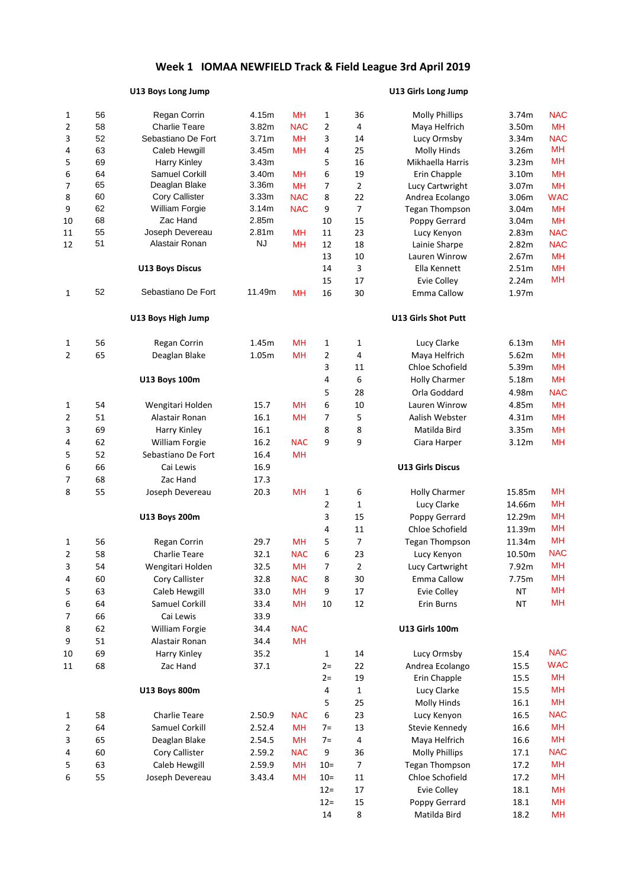# Week 1 IOMAA NEWFIELD Track & Field League 3rd April 2019

## U13 Boys Long Jump

| Pos | No. | Name | Result | Club |
|---|---|---|---|---|
| 1 | 56 | Regan Corrin | 4.15m | MH |
| 2 | 58 | Charlie Teare | 3.82m | NAC |
| 3 | 52 | Sebastiano De Fort | 3.71m | MH |
| 4 | 63 | Caleb Hewgill | 3.45m | MH |
| 5 | 69 | Harry Kinley | 3.43m | |
| 6 | 64 | Samuel Corkill | 3.40m | MH |
| 7 | 65 | Deaglan Blake | 3.36m | MH |
| 8 | 60 | Cory Callister | 3.33m | NAC |
| 9 | 62 | William Forgie | 3.14m | NAC |
| 10 | 68 | Zac Hand | 2.85m | |
| 11 | 55 | Joseph Devereau | 2.81m | MH |
| 12 | 51 | Alastair Ronan | NJ | MH |

## U13 Boys Discus

| Pos | No. | Name | Result | Club |
|---|---|---|---|---|
| 1 | 52 | Sebastiano De Fort | 11.49m | MH |

## U13 Boys High Jump

| Pos | No. | Name | Result | Club |
|---|---|---|---|---|
| 1 | 56 | Regan Corrin | 1.45m | MH |
| 2 | 65 | Deaglan Blake | 1.05m | MH |

## U13 Boys 100m

| Pos | No. | Name | Result | Club |
|---|---|---|---|---|
| 1 | 54 | Wengitari Holden | 15.7 | MH |
| 2 | 51 | Alastair Ronan | 16.1 | MH |
| 3 | 69 | Harry Kinley | 16.1 | |
| 4 | 62 | William Forgie | 16.2 | NAC |
| 5 | 52 | Sebastiano De Fort | 16.4 | MH |
| 6 | 66 | Cai Lewis | 16.9 | |
| 7 | 68 | Zac Hand | 17.3 | |
| 8 | 55 | Joseph Devereau | 20.3 | MH |

## U13 Boys 200m

| Pos | No. | Name | Result | Club |
|---|---|---|---|---|
| 1 | 56 | Regan Corrin | 29.7 | MH |
| 2 | 58 | Charlie Teare | 32.1 | NAC |
| 3 | 54 | Wengitari Holden | 32.5 | MH |
| 4 | 60 | Cory Callister | 32.8 | NAC |
| 5 | 63 | Caleb Hewgill | 33.0 | MH |
| 6 | 64 | Samuel Corkill | 33.4 | MH |
| 7 | 66 | Cai Lewis | 33.9 | |
| 8 | 62 | William Forgie | 34.4 | NAC |
| 9 | 51 | Alastair Ronan | 34.4 | MH |
| 10 | 69 | Harry Kinley | 35.2 | |
| 11 | 68 | Zac Hand | 37.1 | |

## U13 Boys 800m

| Pos | No. | Name | Result | Club |
|---|---|---|---|---|
| 1 | 58 | Charlie Teare | 2.50.9 | NAC |
| 2 | 64 | Samuel Corkill | 2.52.4 | MH |
| 3 | 65 | Deaglan Blake | 2.54.5 | MH |
| 4 | 60 | Cory Callister | 2.59.2 | NAC |
| 5 | 63 | Caleb Hewgill | 2.59.9 | MH |
| 6 | 55 | Joseph Devereau | 3.43.4 | MH |

## U13 Girls Long Jump

| Pos | No. | Name | Result | Club |
|---|---|---|---|---|
| 1 | 36 | Molly Phillips | 3.74m | NAC |
| 2 | 4 | Maya Helfrich | 3.50m | MH |
| 3 | 14 | Lucy Ormsby | 3.34m | NAC |
| 4 | 25 | Molly Hinds | 3.26m | MH |
| 5 | 16 | Mikhaella Harris | 3.23m | MH |
| 6 | 19 | Erin Chapple | 3.10m | MH |
| 7 | 2 | Lucy Cartwright | 3.07m | MH |
| 8 | 22 | Andrea Ecolango | 3.06m | WAC |
| 9 | 7 | Tegan Thompson | 3.04m | MH |
| 10 | 15 | Poppy Gerrard | 3.04m | MH |
| 11 | 23 | Lucy Kenyon | 2.83m | NAC |
| 12 | 18 | Lainie Sharpe | 2.82m | NAC |
| 13 | 10 | Lauren Winrow | 2.67m | MH |
| 14 | 3 | Ella Kennett | 2.51m | MH |
| 15 | 17 | Evie Colley | 2.24m | MH |
| 16 | 30 | Emma Callow | 1.97m | |

## U13 Girls Shot Putt

| Pos | No. | Name | Result | Club |
|---|---|---|---|---|
| 1 | 1 | Lucy Clarke | 6.13m | MH |
| 2 | 4 | Maya Helfrich | 5.62m | MH |
| 3 | 11 | Chloe Schofield | 5.39m | MH |
| 4 | 6 | Holly Charmer | 5.18m | MH |
| 5 | 28 | Orla Goddard | 4.98m | NAC |
| 6 | 10 | Lauren Winrow | 4.85m | MH |
| 7 | 5 | Aalish Webster | 4.31m | MH |
| 8 | 8 | Matilda Bird | 3.35m | MH |
| 9 | 9 | Ciara Harper | 3.12m | MH |

## U13 Girls Discus

| Pos | No. | Name | Result | Club |
|---|---|---|---|---|
| 1 | 6 | Holly Charmer | 15.85m | MH |
| 2 | 1 | Lucy Clarke | 14.66m | MH |
| 3 | 15 | Poppy Gerrard | 12.29m | MH |
| 4 | 11 | Chloe Schofield | 11.39m | MH |
| 5 | 7 | Tegan Thompson | 11.34m | MH |
| 6 | 23 | Lucy Kenyon | 10.50m | NAC |
| 7 | 2 | Lucy Cartwright | 7.92m | MH |
| 8 | 30 | Emma Callow | 7.75m | MH |
| 9 | 17 | Evie Colley | NT | MH |
| 10 | 12 | Erin Burns | NT | MH |

## U13 Girls 100m

| Pos | No. | Name | Result | Club |
|---|---|---|---|---|
| 1 | 14 | Lucy Ormsby | 15.4 | NAC |
| 2= | 22 | Andrea Ecolango | 15.5 | WAC |
| 2= | 19 | Erin Chapple | 15.5 | MH |
| 4 | 1 | Lucy Clarke | 15.5 | MH |
| 5 | 25 | Molly Hinds | 16.1 | MH |
| 6 | 23 | Lucy Kenyon | 16.5 | NAC |
| 7= | 13 | Stevie Kennedy | 16.6 | MH |
| 7= | 4 | Maya Helfrich | 16.6 | MH |
| 9 | 36 | Molly Phillips | 17.1 | NAC |
| 10= | 7 | Tegan Thompson | 17.2 | MH |
| 10= | 11 | Chloe Schofield | 17.2 | MH |
| 12= | 17 | Evie Colley | 18.1 | MH |
| 12= | 15 | Poppy Gerrard | 18.1 | MH |
| 14 | 8 | Matilda Bird | 18.2 | MH |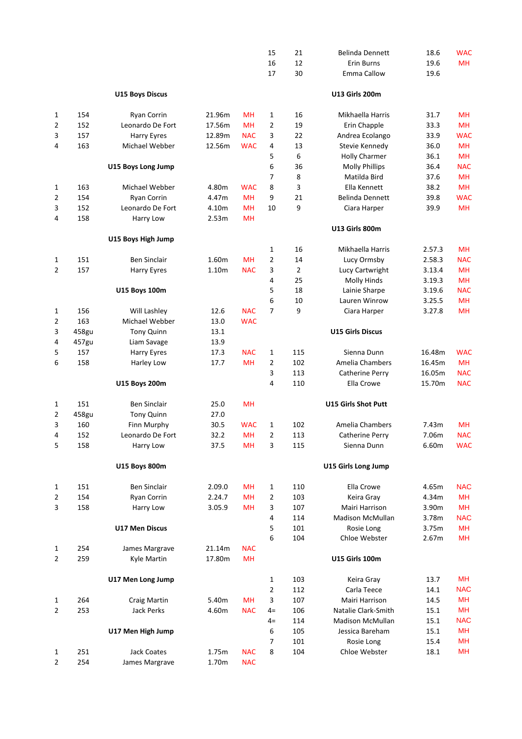| | | | | |
|---|---|---|---|---|
| 15 | 21 | Belinda Dennett | 18.6 | WAC |
| 16 | 12 | Erin Burns | 19.6 | MH |
| 17 | 30 | Emma Callow | 19.6 | |

**U15 Boys Discus**

| | | | | |
|---|---|---|---|---|
| 1 | 154 | Ryan Corrin | 21.96m | MH |
| 2 | 152 | Leonardo De Fort | 17.56m | MH |
| 3 | 157 | Harry Eyres | 12.89m | NAC |
| 4 | 163 | Michael Webber | 12.56m | WAC |

**U15 Boys Long Jump**

| | | | | |
|---|---|---|---|---|
| 1 | 163 | Michael Webber | 4.80m | WAC |
| 2 | 154 | Ryan Corrin | 4.47m | MH |
| 3 | 152 | Leonardo De Fort | 4.10m | MH |
| 4 | 158 | Harry Low | 2.53m | MH |

**U15 Boys High Jump**

| | | | | |
|---|---|---|---|---|
| 1 | 151 | Ben Sinclair | 1.60m | MH |
| 2 | 157 | Harry Eyres | 1.10m | NAC |

**U15 Boys 100m**

| | | | | |
|---|---|---|---|---|
| 1 | 156 | Will Lashley | 12.6 | NAC |
| 2 | 163 | Michael Webber | 13.0 | WAC |
| 3 | 458gu | Tony Quinn | 13.1 | |
| 4 | 457gu | Liam Savage | 13.9 | |
| 5 | 157 | Harry Eyres | 17.3 | NAC |
| 6 | 158 | Harley Low | 17.7 | MH |

**U15 Boys 200m**

| | | | | |
|---|---|---|---|---|
| 1 | 151 | Ben Sinclair | 25.0 | MH |
| 2 | 458gu | Tony Quinn | 27.0 | |
| 3 | 160 | Finn Murphy | 30.5 | WAC |
| 4 | 152 | Leonardo De Fort | 32.2 | MH |
| 5 | 158 | Harry Low | 37.5 | MH |

**U15 Boys 800m**

| | | | | |
|---|---|---|---|---|
| 1 | 151 | Ben Sinclair | 2.09.0 | MH |
| 2 | 154 | Ryan Corrin | 2.24.7 | MH |
| 3 | 158 | Harry Low | 3.05.9 | MH |

**U17 Men Discus**

| | | | | |
|---|---|---|---|---|
| 1 | 254 | James Margrave | 21.14m | NAC |
| 2 | 259 | Kyle Martin | 17.80m | MH |

**U17 Men Long Jump**

| | | | | |
|---|---|---|---|---|
| 1 | 264 | Craig Martin | 5.40m | MH |
| 2 | 253 | Jack Perks | 4.60m | NAC |

**U17 Men High Jump**

| | | | | |
|---|---|---|---|---|
| 1 | 251 | Jack Coates | 1.75m | NAC |
| 2 | 254 | James Margrave | 1.70m | NAC |

**U13 Girls 200m**

| | | | | |
|---|---|---|---|---|
| 1 | 16 | Mikhaella Harris | 31.7 | MH |
| 2 | 19 | Erin Chapple | 33.3 | MH |
| 3 | 22 | Andrea Ecolango | 33.9 | WAC |
| 4 | 13 | Stevie Kennedy | 36.0 | MH |
| 5 | 6 | Holly Charmer | 36.1 | MH |
| 6 | 36 | Molly Phillips | 36.4 | NAC |
| 7 | 8 | Matilda Bird | 37.6 | MH |
| 8 | 3 | Ella Kennett | 38.2 | MH |
| 9 | 21 | Belinda Dennett | 39.8 | WAC |
| 10 | 9 | Ciara Harper | 39.9 | MH |

**U13 Girls 800m**

| | | | | |
|---|---|---|---|---|
| 1 | 16 | Mikhaella Harris | 2.57.3 | MH |
| 2 | 14 | Lucy Ormsby | 2.58.3 | NAC |
| 3 | 2 | Lucy Cartwright | 3.13.4 | MH |
| 4 | 25 | Molly Hinds | 3.19.3 | MH |
| 5 | 18 | Lainie Sharpe | 3.19.6 | NAC |
| 6 | 10 | Lauren Winrow | 3.25.5 | MH |
| 7 | 9 | Ciara Harper | 3.27.8 | MH |

**U15 Girls Discus**

| | | | | |
|---|---|---|---|---|
| 1 | 115 | Sienna Dunn | 16.48m | WAC |
| 2 | 102 | Amelia Chambers | 16.45m | MH |
| 3 | 113 | Catherine Perry | 16.05m | NAC |
| 4 | 110 | Ella Crowe | 15.70m | NAC |

**U15 Girls Shot Putt**

| | | | | |
|---|---|---|---|---|
| 1 | 102 | Amelia Chambers | 7.43m | MH |
| 2 | 113 | Catherine Perry | 7.06m | NAC |
| 3 | 115 | Sienna Dunn | 6.60m | WAC |

**U15 Girls Long Jump**

| | | | | |
|---|---|---|---|---|
| 1 | 110 | Ella Crowe | 4.65m | NAC |
| 2 | 103 | Keira Gray | 4.34m | MH |
| 3 | 107 | Mairi Harrison | 3.90m | MH |
| 4 | 114 | Madison McMullan | 3.78m | NAC |
| 5 | 101 | Rosie Long | 3.75m | MH |
| 6 | 104 | Chloe Webster | 2.67m | MH |

**U15 Girls 100m**

| | | | | |
|---|---|---|---|---|
| 1 | 103 | Keira Gray | 13.7 | MH |
| 2 | 112 | Carla Teece | 14.1 | NAC |
| 3 | 107 | Mairi Harrison | 14.5 | MH |
| 4= | 106 | Natalie Clark-Smith | 15.1 | MH |
| 4= | 114 | Madison McMullan | 15.1 | NAC |
| 6 | 105 | Jessica Bareham | 15.1 | MH |
| 7 | 101 | Rosie Long | 15.4 | MH |
| 8 | 104 | Chloe Webster | 18.1 | MH |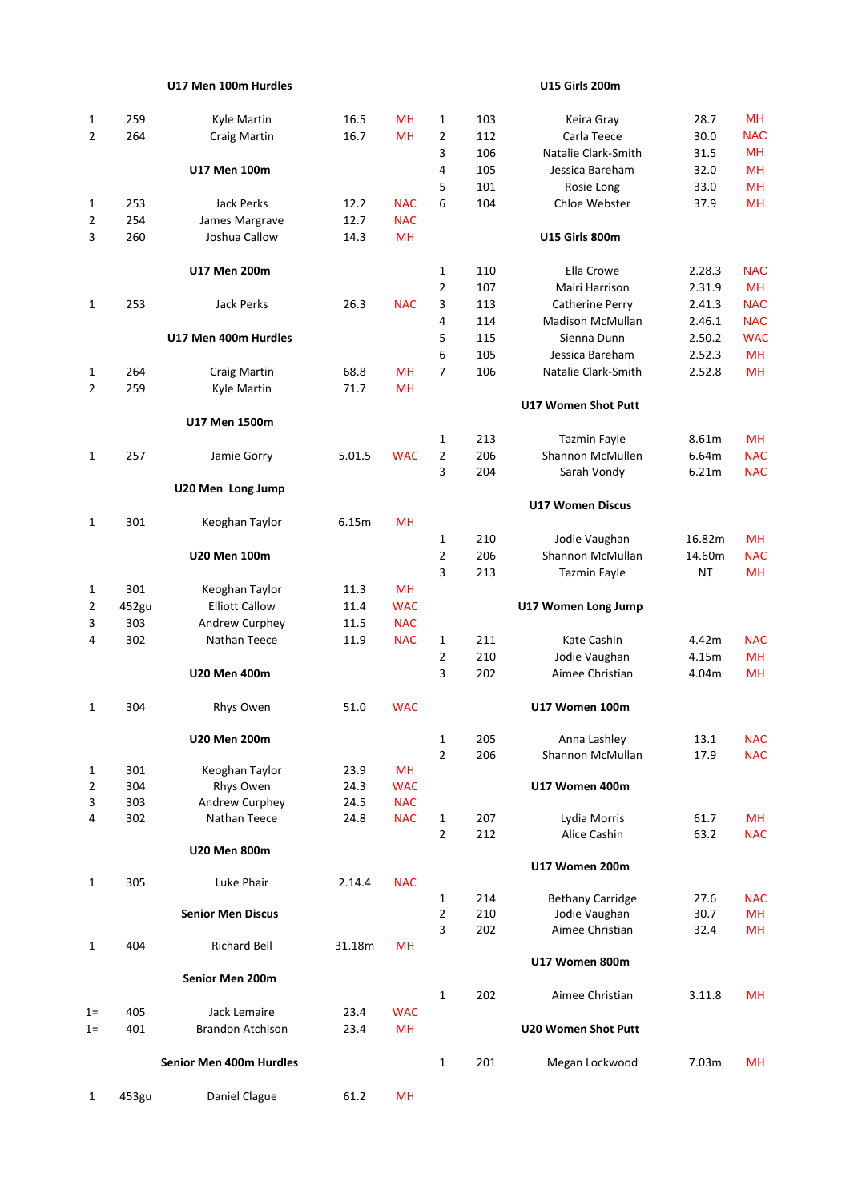### U17 Men 100m Hurdles

| | | | | |
|---|---|---|---|---|
| 1 | 259 | Kyle Martin | 16.5 | MH |
| 2 | 264 | Craig Martin | 16.7 | MH |

### U17 Men 100m

| | | | | |
|---|---|---|---|---|
| 1 | 253 | Jack Perks | 12.2 | NAC |
| 2 | 254 | James Margrave | 12.7 | NAC |
| 3 | 260 | Joshua Callow | 14.3 | MH |

### U17 Men 200m

| | | | | |
|---|---|---|---|---|
| 1 | 253 | Jack Perks | 26.3 | NAC |

### U17 Men 400m Hurdles

| | | | | |
|---|---|---|---|---|
| 1 | 264 | Craig Martin | 68.8 | MH |
| 2 | 259 | Kyle Martin | 71.7 | MH |

### U17 Men 1500m

| | | | | |
|---|---|---|---|---|
| 1 | 257 | Jamie Gorry | 5.01.5 | WAC |

### U20 Men Long Jump

| | | | | |
|---|---|---|---|---|
| 1 | 301 | Keoghan Taylor | 6.15m | MH |

### U20 Men 100m

| | | | | |
|---|---|---|---|---|
| 1 | 301 | Keoghan Taylor | 11.3 | MH |
| 2 | 452gu | Elliott Callow | 11.4 | WAC |
| 3 | 303 | Andrew Curphey | 11.5 | NAC |
| 4 | 302 | Nathan Teece | 11.9 | NAC |

### U20 Men 400m

| | | | | |
|---|---|---|---|---|
| 1 | 304 | Rhys Owen | 51.0 | WAC |

### U20 Men 200m

| | | | | |
|---|---|---|---|---|
| 1 | 301 | Keoghan Taylor | 23.9 | MH |
| 2 | 304 | Rhys Owen | 24.3 | WAC |
| 3 | 303 | Andrew Curphey | 24.5 | NAC |
| 4 | 302 | Nathan Teece | 24.8 | NAC |

### U20 Men 800m

| | | | | |
|---|---|---|---|---|
| 1 | 305 | Luke Phair | 2.14.4 | NAC |

### Senior Men Discus

| | | | | |
|---|---|---|---|---|
| 1 | 404 | Richard Bell | 31.18m | MH |

### Senior Men 200m

| | | | | |
|---|---|---|---|---|
| 1= | 405 | Jack Lemaire | 23.4 | WAC |
| 1= | 401 | Brandon Atchison | 23.4 | MH |

### Senior Men 400m Hurdles

| | | | | |
|---|---|---|---|---|
| 1 | 453gu | Daniel Clague | 61.2 | MH |

### U15 Girls 200m

| | | | | |
|---|---|---|---|---|
| 1 | 103 | Keira Gray | 28.7 | MH |
| 2 | 112 | Carla Teece | 30.0 | NAC |
| 3 | 106 | Natalie Clark-Smith | 31.5 | MH |
| 4 | 105 | Jessica Bareham | 32.0 | MH |
| 5 | 101 | Rosie Long | 33.0 | MH |
| 6 | 104 | Chloe Webster | 37.9 | MH |

### U15 Girls 800m

| | | | | |
|---|---|---|---|---|
| 1 | 110 | Ella Crowe | 2.28.3 | NAC |
| 2 | 107 | Mairi Harrison | 2.31.9 | MH |
| 3 | 113 | Catherine Perry | 2.41.3 | NAC |
| 4 | 114 | Madison McMullan | 2.46.1 | NAC |
| 5 | 115 | Sienna Dunn | 2.50.2 | WAC |
| 6 | 105 | Jessica Bareham | 2.52.3 | MH |
| 7 | 106 | Natalie Clark-Smith | 2.52.8 | MH |

### U17 Women Shot Putt

| | | | | |
|---|---|---|---|---|
| 1 | 213 | Tazmin Fayle | 8.61m | MH |
| 2 | 206 | Shannon McMullen | 6.64m | NAC |
| 3 | 204 | Sarah Vondy | 6.21m | NAC |

### U17 Women Discus

| | | | | |
|---|---|---|---|---|
| 1 | 210 | Jodie Vaughan | 16.82m | MH |
| 2 | 206 | Shannon McMullan | 14.60m | NAC |
| 3 | 213 | Tazmin Fayle | NT | MH |

### U17 Women Long Jump

| | | | | |
|---|---|---|---|---|
| 1 | 211 | Kate Cashin | 4.42m | NAC |
| 2 | 210 | Jodie Vaughan | 4.15m | MH |
| 3 | 202 | Aimee Christian | 4.04m | MH |

### U17 Women 100m

| | | | | |
|---|---|---|---|---|
| 1 | 205 | Anna Lashley | 13.1 | NAC |
| 2 | 206 | Shannon McMullan | 17.9 | NAC |

### U17 Women 400m

| | | | | |
|---|---|---|---|---|
| 1 | 207 | Lydia Morris | 61.7 | MH |
| 2 | 212 | Alice Cashin | 63.2 | NAC |

### U17 Women 200m

| | | | | |
|---|---|---|---|---|
| 1 | 214 | Bethany Carridge | 27.6 | NAC |
| 2 | 210 | Jodie Vaughan | 30.7 | MH |
| 3 | 202 | Aimee Christian | 32.4 | MH |

### U17 Women 800m

| | | | | |
|---|---|---|---|---|
| 1 | 202 | Aimee Christian | 3.11.8 | MH |

### U20 Women Shot Putt

| | | | | |
|---|---|---|---|---|
| 1 | 201 | Megan Lockwood | 7.03m | MH |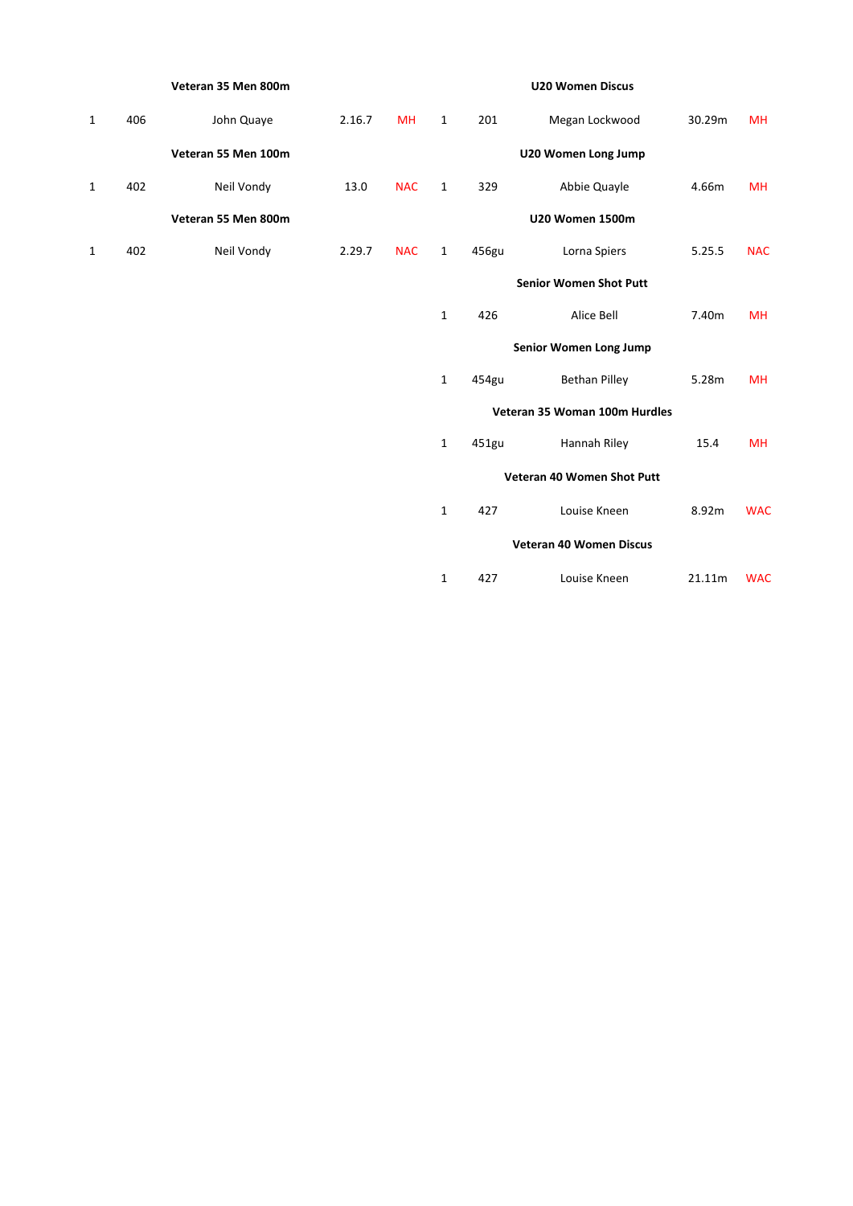### Veteran 35 Men 800m

| | | | | |
|---|---|---|---|---|
| 1 | 406 | John Quaye | 2.16.7 | MH |

### Veteran 55 Men 100m

| | | | | |
|---|---|---|---|---|
| 1 | 402 | Neil Vondy | 13.0 | NAC |

### Veteran 55 Men 800m

| | | | | |
|---|---|---|---|---|
| 1 | 402 | Neil Vondy | 2.29.7 | NAC |

### U20 Women Discus

| | | | | |
|---|---|---|---|---|
| 1 | 201 | Megan Lockwood | 30.29m | MH |

### U20 Women Long Jump

| | | | | |
|---|---|---|---|---|
| 1 | 329 | Abbie Quayle | 4.66m | MH |

### U20 Women 1500m

| | | | | |
|---|---|---|---|---|
| 1 | 456gu | Lorna Spiers | 5.25.5 | NAC |

### Senior Women Shot Putt

| | | | | |
|---|---|---|---|---|
| 1 | 426 | Alice Bell | 7.40m | MH |

### Senior Women Long Jump

| | | | | |
|---|---|---|---|---|
| 1 | 454gu | Bethan Pilley | 5.28m | MH |

### Veteran 35 Woman 100m Hurdles

| | | | | |
|---|---|---|---|---|
| 1 | 451gu | Hannah Riley | 15.4 | MH |

### Veteran 40 Women Shot Putt

| | | | | |
|---|---|---|---|---|
| 1 | 427 | Louise Kneen | 8.92m | WAC |

### Veteran 40 Women Discus

| | | | | |
|---|---|---|---|---|
| 1 | 427 | Louise Kneen | 21.11m | WAC |